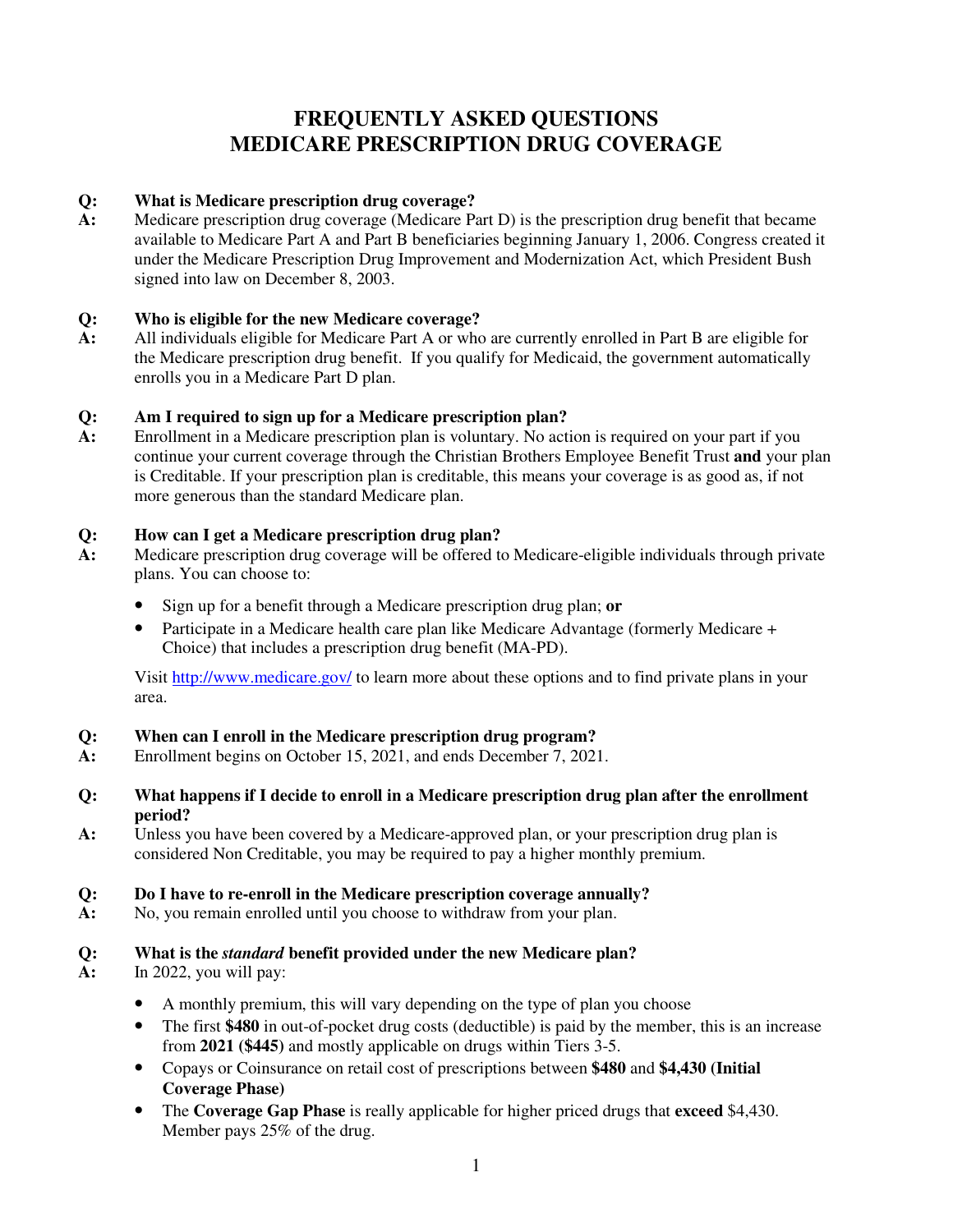# FREQUENTLY ASKED QUESTIONS
# MEDICARE PRESCRIPTION DRUG COVERAGE

**Q: What is Medicare prescription drug coverage?**

**A:** Medicare prescription drug coverage (Medicare Part D) is the prescription drug benefit that became available to Medicare Part A and Part B beneficiaries beginning January 1, 2006. Congress created it under the Medicare Prescription Drug Improvement and Modernization Act, which President Bush signed into law on December 8, 2003.

**Q: Who is eligible for the new Medicare coverage?**

**A:** All individuals eligible for Medicare Part A or who are currently enrolled in Part B are eligible for the Medicare prescription drug benefit. If you qualify for Medicaid, the government automatically enrolls you in a Medicare Part D plan.

**Q: Am I required to sign up for a Medicare prescription plan?**

**A:** Enrollment in a Medicare prescription plan is voluntary. No action is required on your part if you continue your current coverage through the Christian Brothers Employee Benefit Trust **and** your plan is Creditable. If your prescription plan is creditable, this means your coverage is as good as, if not more generous than the standard Medicare plan.

**Q: How can I get a Medicare prescription drug plan?**

**A:** Medicare prescription drug coverage will be offered to Medicare-eligible individuals through private plans. You can choose to:

- Sign up for a benefit through a Medicare prescription drug plan; **or**
- Participate in a Medicare health care plan like Medicare Advantage (formerly Medicare + Choice) that includes a prescription drug benefit (MA-PD).

Visit http://www.medicare.gov/ to learn more about these options and to find private plans in your area.

**Q: When can I enroll in the Medicare prescription drug program?**

**A:** Enrollment begins on October 15, 2021, and ends December 7, 2021.

**Q: What happens if I decide to enroll in a Medicare prescription drug plan after the enrollment period?**

**A:** Unless you have been covered by a Medicare-approved plan, or your prescription drug plan is considered Non Creditable, you may be required to pay a higher monthly premium.

**Q: Do I have to re-enroll in the Medicare prescription coverage annually?**

**A:** No, you remain enrolled until you choose to withdraw from your plan.

**Q: What is the *standard* benefit provided under the new Medicare plan?**

**A:** In 2022, you will pay:

- A monthly premium, this will vary depending on the type of plan you choose
- The first **$480** in out-of-pocket drug costs (deductible) is paid by the member, this is an increase from **2021 ($445)** and mostly applicable on drugs within Tiers 3-5.
- Copays or Coinsurance on retail cost of prescriptions between **$480** and **$4,430 (Initial Coverage Phase)**
- The **Coverage Gap Phase** is really applicable for higher priced drugs that **exceed** $4,430. Member pays 25% of the drug.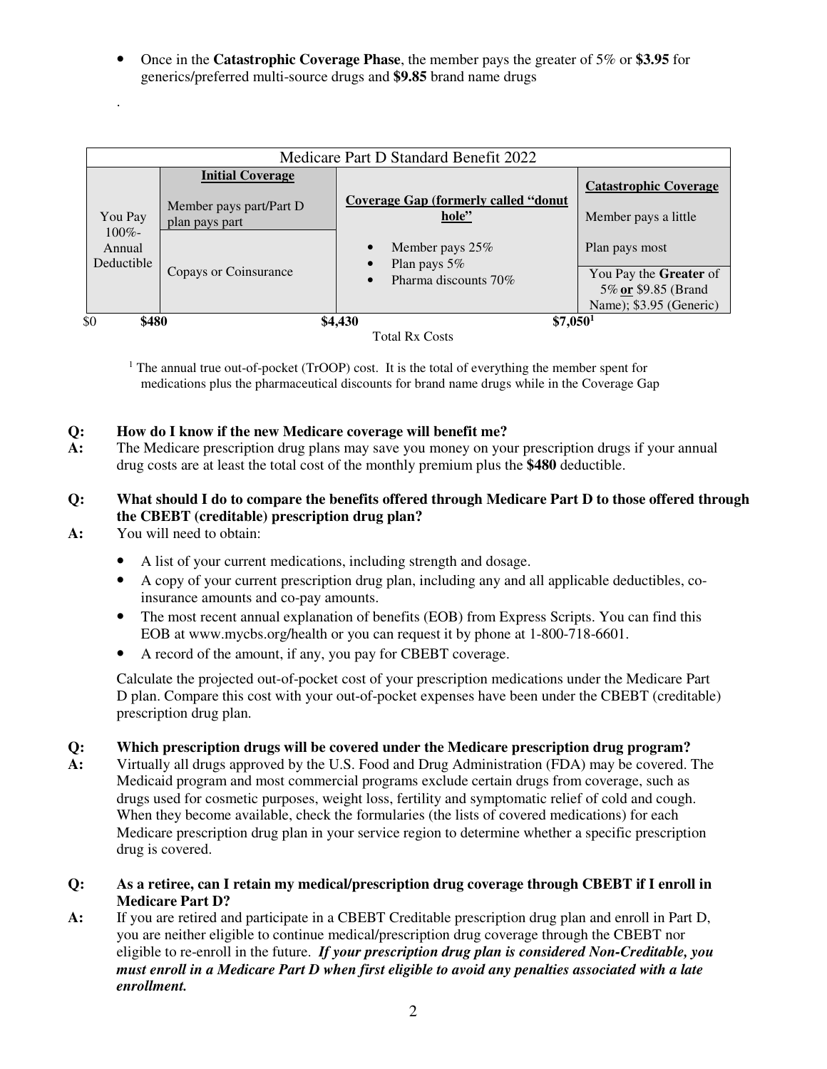- Once in the **Catastrophic Coverage Phase**, the member pays the greater of 5% or **$3.95** for generics/preferred multi-source drugs and **$9.85** brand name drugs

.

| Medicare Part D Standard Benefit 2022 | | | |
|---|---|---|---|
| You Pay 100%- Annual Deductible | **Initial Coverage**<br><br>Member pays part/Part D plan pays part | **Coverage Gap (formerly called "donut hole"**<br><br>• Member pays 25%<br>• Plan pays 5%<br>• Pharma discounts 70% | **Catastrophic Coverage**<br><br>Member pays a little<br><br>Plan pays most |
| | Copays or Coinsurance | | You Pay the **Greater** of 5% **or** $9.85 (Brand Name); $3.95 (Generic) |

$0 **$480** **$4,430** **$7,050**[1]

Total Rx Costs

[1] The annual true out-of-pocket (TrOOP) cost. It is the total of everything the member spent for medications plus the pharmaceutical discounts for brand name drugs while in the Coverage Gap

**Q: How do I know if the new Medicare coverage will benefit me?**

**A:** The Medicare prescription drug plans may save you money on your prescription drugs if your annual drug costs are at least the total cost of the monthly premium plus the **$480** deductible.

**Q: What should I do to compare the benefits offered through Medicare Part D to those offered through the CBEBT (creditable) prescription drug plan?**

**A:** You will need to obtain:

- A list of your current medications, including strength and dosage.
- A copy of your current prescription drug plan, including any and all applicable deductibles, co-insurance amounts and co-pay amounts.
- The most recent annual explanation of benefits (EOB) from Express Scripts. You can find this EOB at www.mycbs.org/health or you can request it by phone at 1-800-718-6601.
- A record of the amount, if any, you pay for CBEBT coverage.

Calculate the projected out-of-pocket cost of your prescription medications under the Medicare Part D plan. Compare this cost with your out-of-pocket expenses have been under the CBEBT (creditable) prescription drug plan.

**Q: Which prescription drugs will be covered under the Medicare prescription drug program?**

**A:** Virtually all drugs approved by the U.S. Food and Drug Administration (FDA) may be covered. The Medicaid program and most commercial programs exclude certain drugs from coverage, such as drugs used for cosmetic purposes, weight loss, fertility and symptomatic relief of cold and cough. When they become available, check the formularies (the lists of covered medications) for each Medicare prescription drug plan in your service region to determine whether a specific prescription drug is covered.

**Q: As a retiree, can I retain my medical/prescription drug coverage through CBEBT if I enroll in Medicare Part D?**

**A:** If you are retired and participate in a CBEBT Creditable prescription drug plan and enroll in Part D, you are neither eligible to continue medical/prescription drug coverage through the CBEBT nor eligible to re-enroll in the future. ***If your prescription drug plan is considered Non-Creditable, you must enroll in a Medicare Part D when first eligible to avoid any penalties associated with a late enrollment.***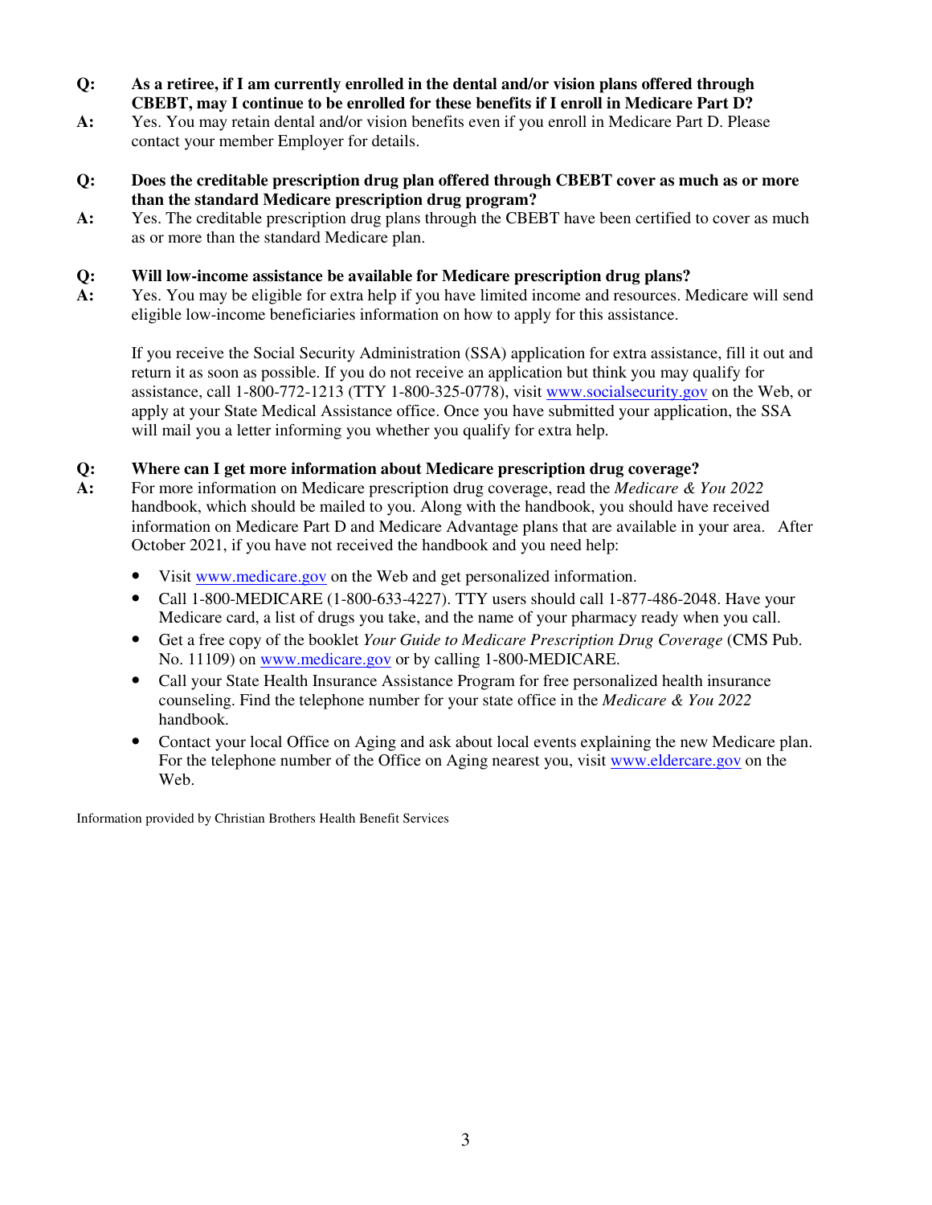**Q: As a retiree, if I am currently enrolled in the dental and/or vision plans offered through CBEBT, may I continue to be enrolled for these benefits if I enroll in Medicare Part D?**

**A:** Yes. You may retain dental and/or vision benefits even if you enroll in Medicare Part D. Please contact your member Employer for details.

**Q: Does the creditable prescription drug plan offered through CBEBT cover as much as or more than the standard Medicare prescription drug program?**

**A:** Yes. The creditable prescription drug plans through the CBEBT have been certified to cover as much as or more than the standard Medicare plan.

**Q: Will low-income assistance be available for Medicare prescription drug plans?**

**A:** Yes. You may be eligible for extra help if you have limited income and resources. Medicare will send eligible low-income beneficiaries information on how to apply for this assistance.

If you receive the Social Security Administration (SSA) application for extra assistance, fill it out and return it as soon as possible. If you do not receive an application but think you may qualify for assistance, call 1-800-772-1213 (TTY 1-800-325-0778), visit www.socialsecurity.gov on the Web, or apply at your State Medical Assistance office. Once you have submitted your application, the SSA will mail you a letter informing you whether you qualify for extra help.

**Q: Where can I get more information about Medicare prescription drug coverage?**

**A:** For more information on Medicare prescription drug coverage, read the *Medicare & You 2022* handbook, which should be mailed to you. Along with the handbook, you should have received information on Medicare Part D and Medicare Advantage plans that are available in your area. After October 2021, if you have not received the handbook and you need help:

- Visit www.medicare.gov on the Web and get personalized information.
- Call 1-800-MEDICARE (1-800-633-4227). TTY users should call 1-877-486-2048. Have your Medicare card, a list of drugs you take, and the name of your pharmacy ready when you call.
- Get a free copy of the booklet *Your Guide to Medicare Prescription Drug Coverage* (CMS Pub. No. 11109) on www.medicare.gov or by calling 1-800-MEDICARE.
- Call your State Health Insurance Assistance Program for free personalized health insurance counseling. Find the telephone number for your state office in the *Medicare & You 2022* handbook.
- Contact your local Office on Aging and ask about local events explaining the new Medicare plan. For the telephone number of the Office on Aging nearest you, visit www.eldercare.gov on the Web.

Information provided by Christian Brothers Health Benefit Services